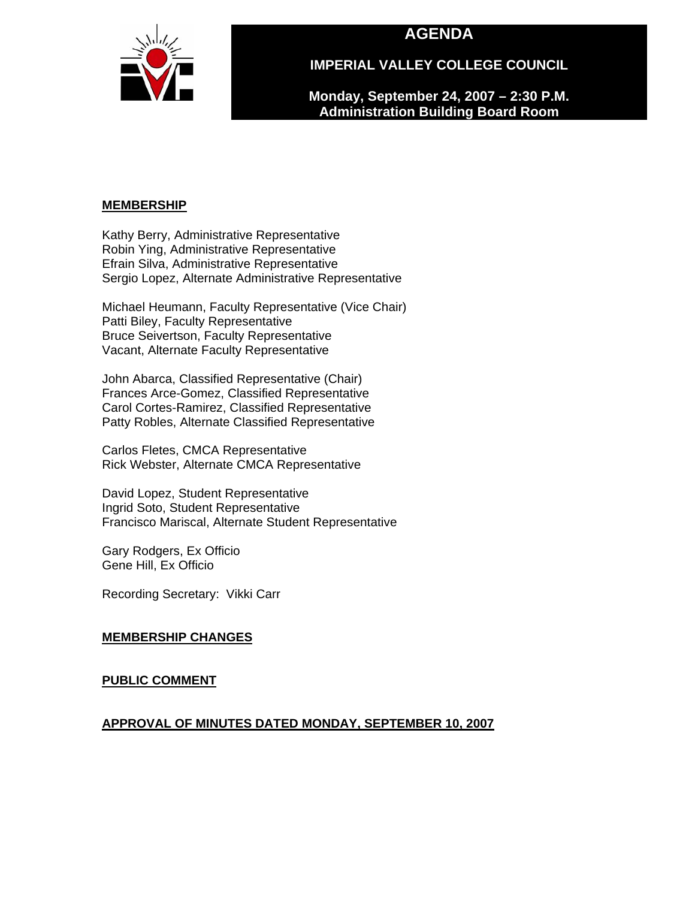# AGENDA

## IMPERIAL VALLEY COLLEGE COUNCIL

**Monday, September 24, 2007 – 2:30 P.M.**
**Administration Building Board Room**

**MEMBERSHIP**

Kathy Berry, Administrative Representative
Robin Ying, Administrative Representative
Efrain Silva, Administrative Representative
Sergio Lopez, Alternate Administrative Representative

Michael Heumann, Faculty Representative (Vice Chair)
Patti Biley, Faculty Representative
Bruce Seivertson, Faculty Representative
Vacant, Alternate Faculty Representative

John Abarca, Classified Representative (Chair)
Frances Arce-Gomez, Classified Representative
Carol Cortes-Ramirez, Classified Representative
Patty Robles, Alternate Classified Representative

Carlos Fletes, CMCA Representative
Rick Webster, Alternate CMCA Representative

David Lopez, Student Representative
Ingrid Soto, Student Representative
Francisco Mariscal, Alternate Student Representative

Gary Rodgers, Ex Officio
Gene Hill, Ex Officio

Recording Secretary: Vikki Carr

**MEMBERSHIP CHANGES**

**PUBLIC COMMENT**

**APPROVAL OF MINUTES DATED MONDAY, SEPTEMBER 10, 2007**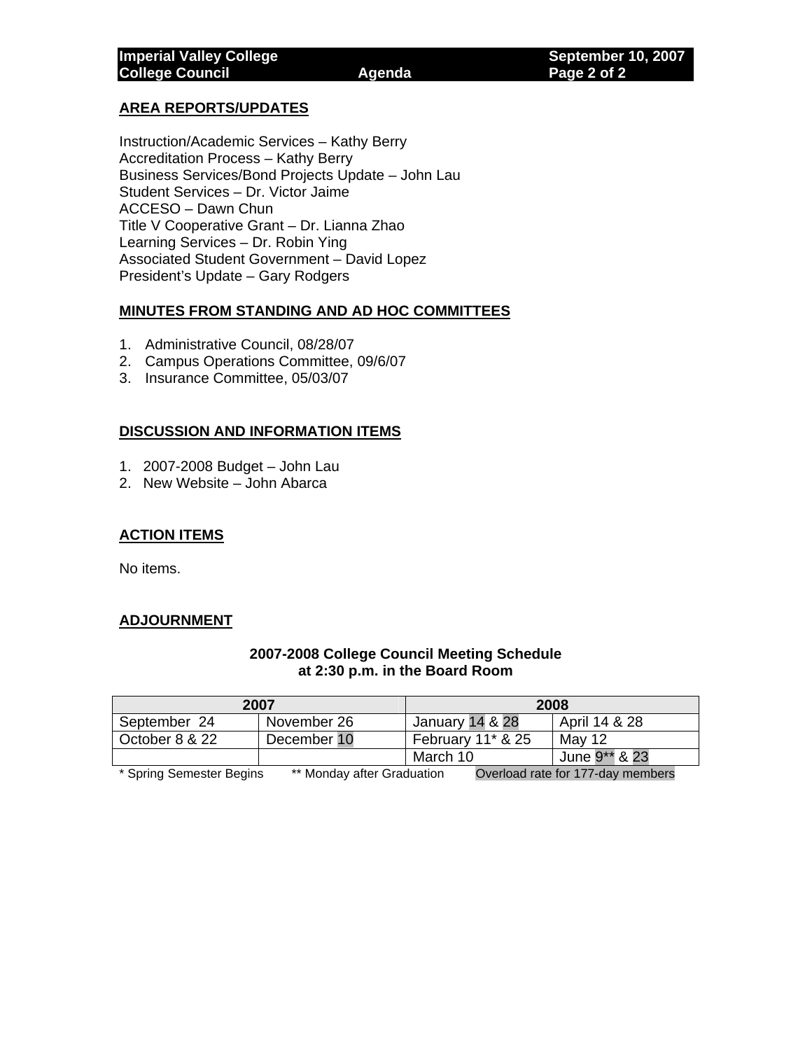## AREA REPORTS/UPDATES

Instruction/Academic Services – Kathy Berry
Accreditation Process – Kathy Berry
Business Services/Bond Projects Update – John Lau
Student Services – Dr. Victor Jaime
ACCESO – Dawn Chun
Title V Cooperative Grant – Dr. Lianna Zhao
Learning Services – Dr. Robin Ying
Associated Student Government – David Lopez
President's Update – Gary Rodgers

## MINUTES FROM STANDING AND AD HOC COMMITTEES

1. Administrative Council, 08/28/07
2. Campus Operations Committee, 09/6/07
3. Insurance Committee, 05/03/07

## DISCUSSION AND INFORMATION ITEMS

1. 2007-2008 Budget – John Lau
2. New Website – John Abarca

## ACTION ITEMS

No items.

## ADJOURNMENT

**2007-2008 College Council Meeting Schedule**
**at 2:30 p.m. in the Board Room**

| 2007 | | 2008 | |
|---|---|---|---|
| September 24 | November 26 | January 14 & 28 | April 14 & 28 |
| October 8 & 22 | December 10 | February 11* & 25 | May 12 |
| | | March 10 | June 9** & 23 |

\* Spring Semester Begins  ** Monday after Graduation  Overload rate for 177-day members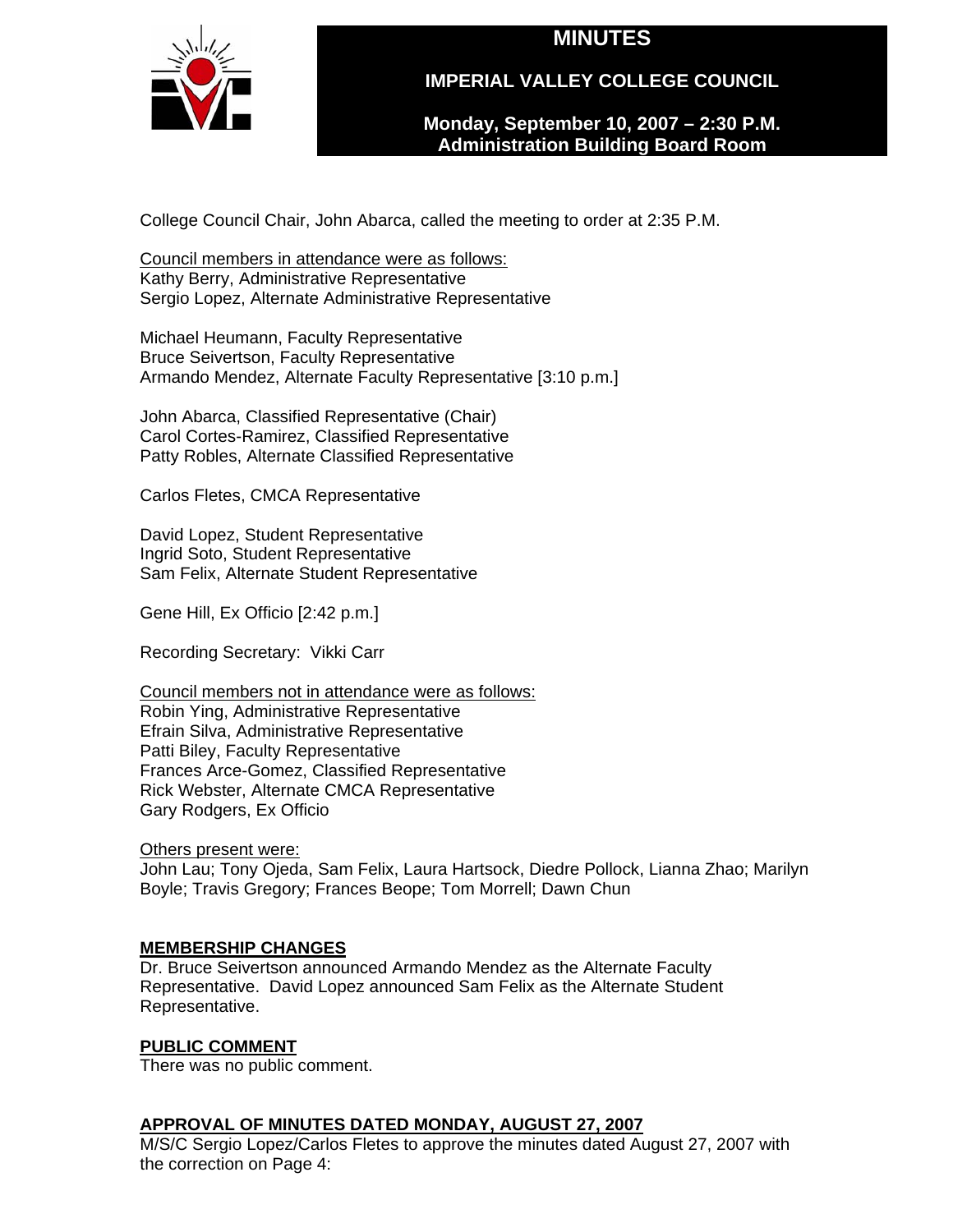# MINUTES

## IMPERIAL VALLEY COLLEGE COUNCIL

**Monday, September 10, 2007 – 2:30 P.M.**
**Administration Building Board Room**

College Council Chair, John Abarca, called the meeting to order at 2:35 P.M.

Council members in attendance were as follows:
Kathy Berry, Administrative Representative
Sergio Lopez, Alternate Administrative Representative

Michael Heumann, Faculty Representative
Bruce Seivertson, Faculty Representative
Armando Mendez, Alternate Faculty Representative [3:10 p.m.]

John Abarca, Classified Representative (Chair)
Carol Cortes-Ramirez, Classified Representative
Patty Robles, Alternate Classified Representative

Carlos Fletes, CMCA Representative

David Lopez, Student Representative
Ingrid Soto, Student Representative
Sam Felix, Alternate Student Representative

Gene Hill, Ex Officio [2:42 p.m.]

Recording Secretary: Vikki Carr

Council members not in attendance were as follows:
Robin Ying, Administrative Representative
Efrain Silva, Administrative Representative
Patti Biley, Faculty Representative
Frances Arce-Gomez, Classified Representative
Rick Webster, Alternate CMCA Representative
Gary Rodgers, Ex Officio

Others present were:
John Lau; Tony Ojeda, Sam Felix, Laura Hartsock, Diedre Pollock, Lianna Zhao; Marilyn Boyle; Travis Gregory; Frances Beope; Tom Morrell; Dawn Chun

**MEMBERSHIP CHANGES**
Dr. Bruce Seivertson announced Armando Mendez as the Alternate Faculty Representative. David Lopez announced Sam Felix as the Alternate Student Representative.

**PUBLIC COMMENT**
There was no public comment.

**APPROVAL OF MINUTES DATED MONDAY, AUGUST 27, 2007**
M/S/C Sergio Lopez/Carlos Fletes to approve the minutes dated August 27, 2007 with the correction on Page 4: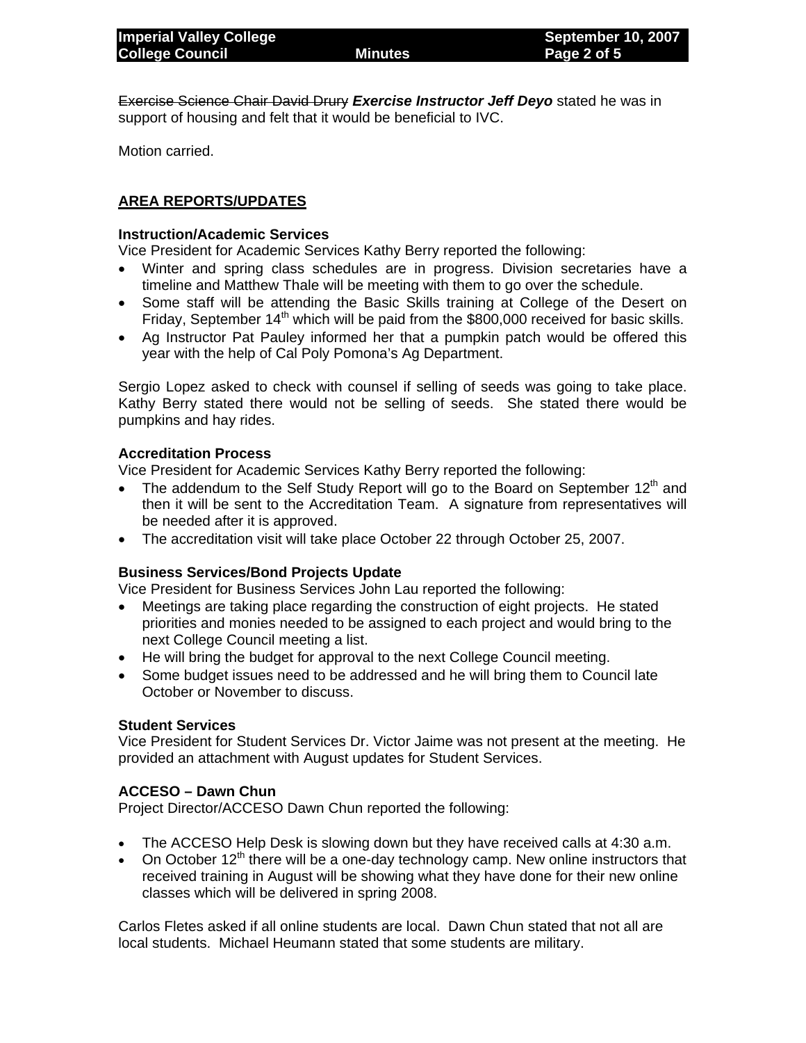~~Exercise Science Chair David Drury~~ ***Exercise Instructor Jeff Deyo*** stated he was in support of housing and felt that it would be beneficial to IVC.

Motion carried.

## AREA REPORTS/UPDATES

### Instruction/Academic Services

Vice President for Academic Services Kathy Berry reported the following:

- Winter and spring class schedules are in progress. Division secretaries have a timeline and Matthew Thale will be meeting with them to go over the schedule.
- Some staff will be attending the Basic Skills training at College of the Desert on Friday, September 14th which will be paid from the $800,000 received for basic skills.
- Ag Instructor Pat Pauley informed her that a pumpkin patch would be offered this year with the help of Cal Poly Pomona's Ag Department.

Sergio Lopez asked to check with counsel if selling of seeds was going to take place. Kathy Berry stated there would not be selling of seeds. She stated there would be pumpkins and hay rides.

### Accreditation Process

Vice President for Academic Services Kathy Berry reported the following:

- The addendum to the Self Study Report will go to the Board on September 12th and then it will be sent to the Accreditation Team. A signature from representatives will be needed after it is approved.
- The accreditation visit will take place October 22 through October 25, 2007.

### Business Services/Bond Projects Update

Vice President for Business Services John Lau reported the following:

- Meetings are taking place regarding the construction of eight projects. He stated priorities and monies needed to be assigned to each project and would bring to the next College Council meeting a list.
- He will bring the budget for approval to the next College Council meeting.
- Some budget issues need to be addressed and he will bring them to Council late October or November to discuss.

### Student Services

Vice President for Student Services Dr. Victor Jaime was not present at the meeting. He provided an attachment with August updates for Student Services.

### ACCESO – Dawn Chun

Project Director/ACCESO Dawn Chun reported the following:

- The ACCESO Help Desk is slowing down but they have received calls at 4:30 a.m.
- On October 12th there will be a one-day technology camp. New online instructors that received training in August will be showing what they have done for their new online classes which will be delivered in spring 2008.

Carlos Fletes asked if all online students are local. Dawn Chun stated that not all are local students. Michael Heumann stated that some students are military.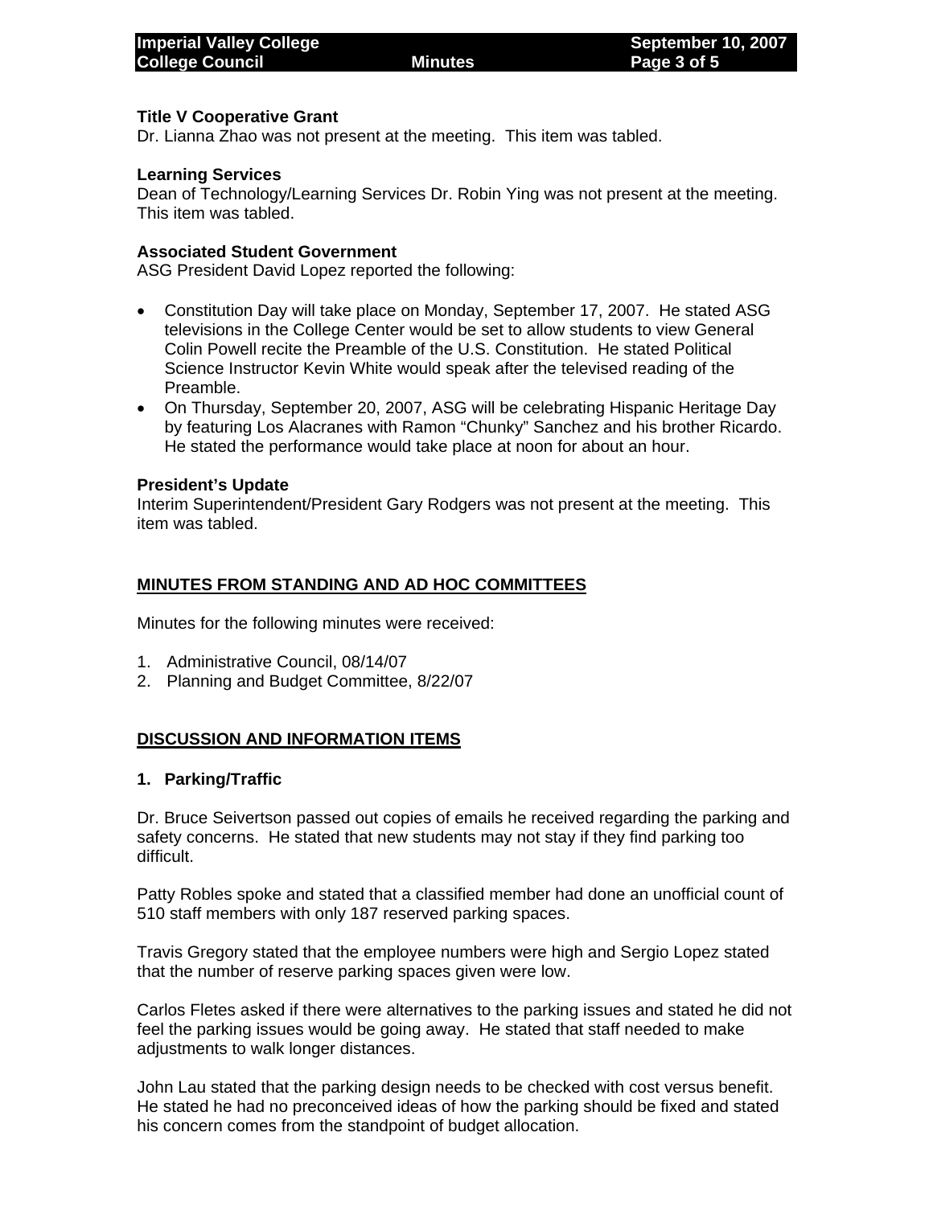**Title V Cooperative Grant**

Dr. Lianna Zhao was not present at the meeting. This item was tabled.

**Learning Services**

Dean of Technology/Learning Services Dr. Robin Ying was not present at the meeting. This item was tabled.

**Associated Student Government**

ASG President David Lopez reported the following:

- Constitution Day will take place on Monday, September 17, 2007. He stated ASG televisions in the College Center would be set to allow students to view General Colin Powell recite the Preamble of the U.S. Constitution. He stated Political Science Instructor Kevin White would speak after the televised reading of the Preamble.
- On Thursday, September 20, 2007, ASG will be celebrating Hispanic Heritage Day by featuring Los Alacranes with Ramon "Chunky" Sanchez and his brother Ricardo. He stated the performance would take place at noon for about an hour.

**President's Update**

Interim Superintendent/President Gary Rodgers was not present at the meeting. This item was tabled.

## MINUTES FROM STANDING AND AD HOC COMMITTEES

Minutes for the following minutes were received:

1. Administrative Council, 08/14/07
2. Planning and Budget Committee, 8/22/07

## DISCUSSION AND INFORMATION ITEMS

### 1. Parking/Traffic

Dr. Bruce Seivertson passed out copies of emails he received regarding the parking and safety concerns. He stated that new students may not stay if they find parking too difficult.

Patty Robles spoke and stated that a classified member had done an unofficial count of 510 staff members with only 187 reserved parking spaces.

Travis Gregory stated that the employee numbers were high and Sergio Lopez stated that the number of reserve parking spaces given were low.

Carlos Fletes asked if there were alternatives to the parking issues and stated he did not feel the parking issues would be going away. He stated that staff needed to make adjustments to walk longer distances.

John Lau stated that the parking design needs to be checked with cost versus benefit. He stated he had no preconceived ideas of how the parking should be fixed and stated his concern comes from the standpoint of budget allocation.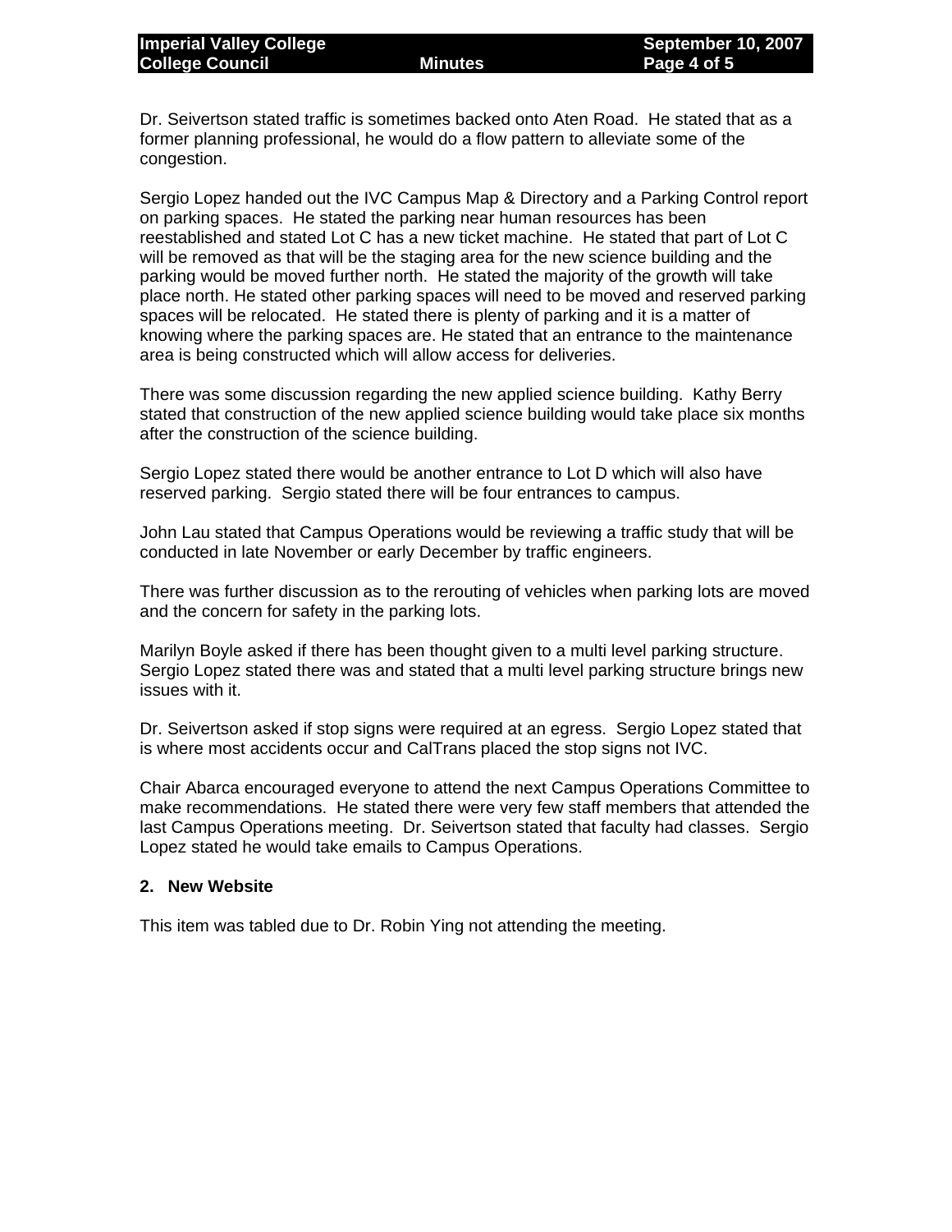Dr. Seivertson stated traffic is sometimes backed onto Aten Road. He stated that as a former planning professional, he would do a flow pattern to alleviate some of the congestion.

Sergio Lopez handed out the IVC Campus Map & Directory and a Parking Control report on parking spaces. He stated the parking near human resources has been reestablished and stated Lot C has a new ticket machine. He stated that part of Lot C will be removed as that will be the staging area for the new science building and the parking would be moved further north. He stated the majority of the growth will take place north. He stated other parking spaces will need to be moved and reserved parking spaces will be relocated. He stated there is plenty of parking and it is a matter of knowing where the parking spaces are. He stated that an entrance to the maintenance area is being constructed which will allow access for deliveries.

There was some discussion regarding the new applied science building. Kathy Berry stated that construction of the new applied science building would take place six months after the construction of the science building.

Sergio Lopez stated there would be another entrance to Lot D which will also have reserved parking. Sergio stated there will be four entrances to campus.

John Lau stated that Campus Operations would be reviewing a traffic study that will be conducted in late November or early December by traffic engineers.

There was further discussion as to the rerouting of vehicles when parking lots are moved and the concern for safety in the parking lots.

Marilyn Boyle asked if there has been thought given to a multi level parking structure. Sergio Lopez stated there was and stated that a multi level parking structure brings new issues with it.

Dr. Seivertson asked if stop signs were required at an egress. Sergio Lopez stated that is where most accidents occur and CalTrans placed the stop signs not IVC.

Chair Abarca encouraged everyone to attend the next Campus Operations Committee to make recommendations. He stated there were very few staff members that attended the last Campus Operations meeting. Dr. Seivertson stated that faculty had classes. Sergio Lopez stated he would take emails to Campus Operations.

**2. New Website**

This item was tabled due to Dr. Robin Ying not attending the meeting.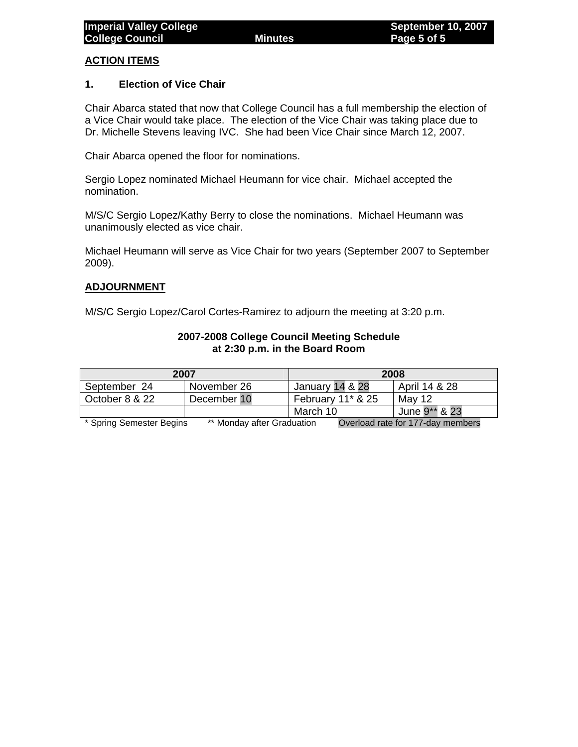## ACTION ITEMS

### 1. Election of Vice Chair

Chair Abarca stated that now that College Council has a full membership the election of a Vice Chair would take place. The election of the Vice Chair was taking place due to Dr. Michelle Stevens leaving IVC. She had been Vice Chair since March 12, 2007.

Chair Abarca opened the floor for nominations.

Sergio Lopez nominated Michael Heumann for vice chair. Michael accepted the nomination.

M/S/C Sergio Lopez/Kathy Berry to close the nominations. Michael Heumann was unanimously elected as vice chair.

Michael Heumann will serve as Vice Chair for two years (September 2007 to September 2009).

## ADJOURNMENT

M/S/C Sergio Lopez/Carol Cortes-Ramirez to adjourn the meeting at 3:20 p.m.

**2007-2008 College Council Meeting Schedule**
**at 2:30 p.m. in the Board Room**

| 2007 | | 2008 | |
|---|---|---|---|
| September 24 | November 26 | January 14 & 28 | April 14 & 28 |
| October 8 & 22 | December 10 | February 11* & 25 | May 12 |
| | | March 10 | June 9** & 23 |

\* Spring Semester Begins ** Monday after Graduation Overload rate for 177-day members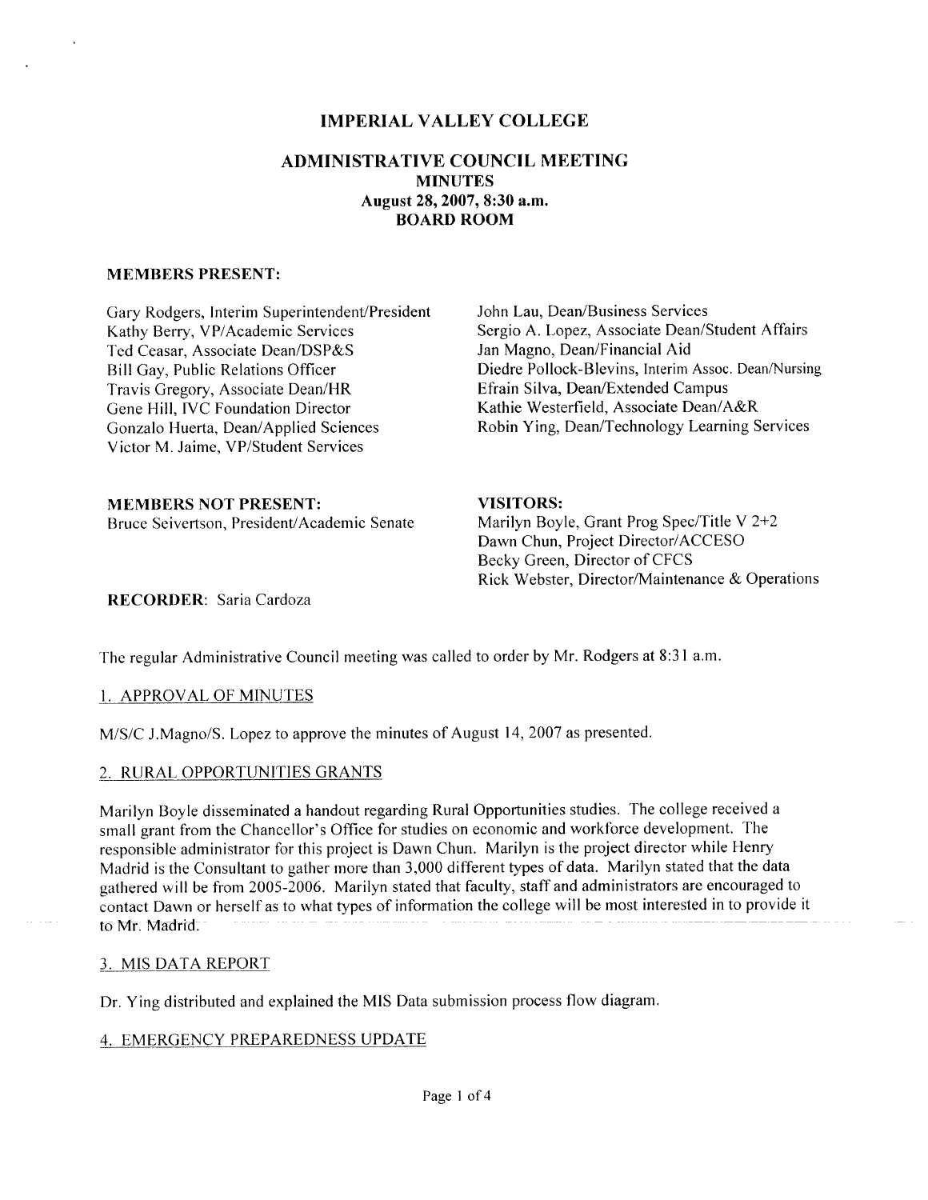# IMPERIAL VALLEY COLLEGE

## ADMINISTRATIVE COUNCIL MEETING
## MINUTES
**August 28, 2007, 8:30 a.m.**
**BOARD ROOM**

**MEMBERS PRESENT:**

Gary Rodgers, Interim Superintendent/President
Kathy Berry, VP/Academic Services
Ted Ceasar, Associate Dean/DSP&S
Bill Gay, Public Relations Officer
Travis Gregory, Associate Dean/HR
Gene Hill, IVC Foundation Director
Gonzalo Huerta, Dean/Applied Sciences
Victor M. Jaime, VP/Student Services
John Lau, Dean/Business Services
Sergio A. Lopez, Associate Dean/Student Affairs
Jan Magno, Dean/Financial Aid
Diedre Pollock-Blevins, Interim Assoc. Dean/Nursing
Efrain Silva, Dean/Extended Campus
Kathie Westerfield, Associate Dean/A&R
Robin Ying, Dean/Technology Learning Services

**MEMBERS NOT PRESENT:**
Bruce Seivertson, President/Academic Senate

**VISITORS:**
Marilyn Boyle, Grant Prog Spec/Title V 2+2
Dawn Chun, Project Director/ACCESO
Becky Green, Director of CFCS
Rick Webster, Director/Maintenance & Operations

**RECORDER**: Saria Cardoza

The regular Administrative Council meeting was called to order by Mr. Rodgers at 8:31 a.m.

1. APPROVAL OF MINUTES

M/S/C J.Magno/S. Lopez to approve the minutes of August 14, 2007 as presented.

2. RURAL OPPORTUNITIES GRANTS

Marilyn Boyle disseminated a handout regarding Rural Opportunities studies. The college received a small grant from the Chancellor's Office for studies on economic and workforce development. The responsible administrator for this project is Dawn Chun. Marilyn is the project director while Henry Madrid is the Consultant to gather more than 3,000 different types of data. Marilyn stated that the data gathered will be from 2005-2006. Marilyn stated that faculty, staff and administrators are encouraged to contact Dawn or herself as to what types of information the college will be most interested in to provide it to Mr. Madrid.

3. MIS DATA REPORT

Dr. Ying distributed and explained the MIS Data submission process flow diagram.

4. EMERGENCY PREPAREDNESS UPDATE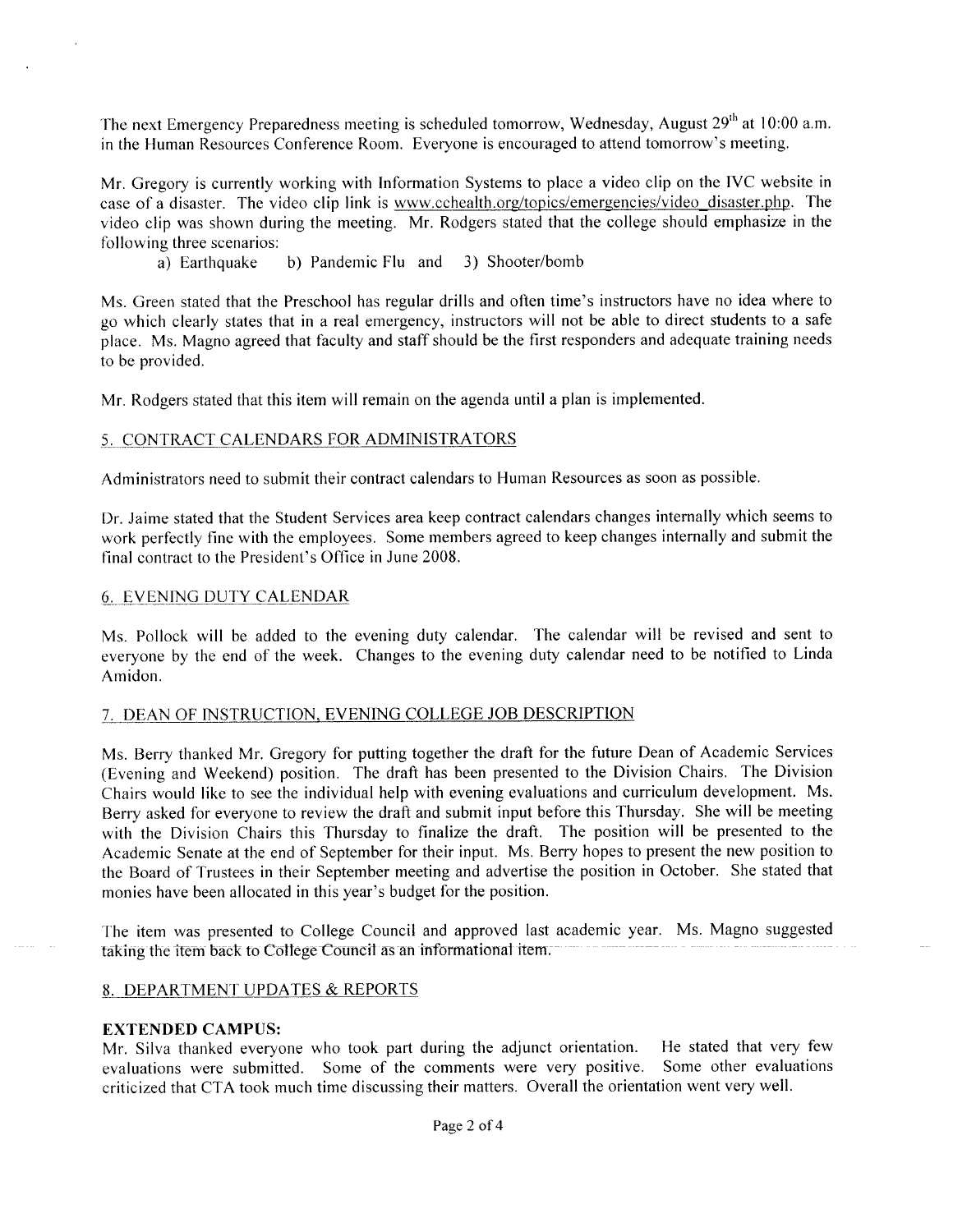The next Emergency Preparedness meeting is scheduled tomorrow, Wednesday, August 29th at 10:00 a.m. in the Human Resources Conference Room. Everyone is encouraged to attend tomorrow's meeting.

Mr. Gregory is currently working with Information Systems to place a video clip on the IVC website in case of a disaster. The video clip link is www.cchealth.org/topics/emergencies/video_disaster.php. The video clip was shown during the meeting. Mr. Rodgers stated that the college should emphasize in the following three scenarios:

a) Earthquake   b) Pandemic Flu and   3) Shooter/bomb

Ms. Green stated that the Preschool has regular drills and often time's instructors have no idea where to go which clearly states that in a real emergency, instructors will not be able to direct students to a safe place. Ms. Magno agreed that faculty and staff should be the first responders and adequate training needs to be provided.

Mr. Rodgers stated that this item will remain on the agenda until a plan is implemented.

## 5. CONTRACT CALENDARS FOR ADMINISTRATORS

Administrators need to submit their contract calendars to Human Resources as soon as possible.

Dr. Jaime stated that the Student Services area keep contract calendars changes internally which seems to work perfectly fine with the employees. Some members agreed to keep changes internally and submit the final contract to the President's Office in June 2008.

## 6. EVENING DUTY CALENDAR

Ms. Pollock will be added to the evening duty calendar. The calendar will be revised and sent to everyone by the end of the week. Changes to the evening duty calendar need to be notified to Linda Amidon.

## 7. DEAN OF INSTRUCTION, EVENING COLLEGE JOB DESCRIPTION

Ms. Berry thanked Mr. Gregory for putting together the draft for the future Dean of Academic Services (Evening and Weekend) position. The draft has been presented to the Division Chairs. The Division Chairs would like to see the individual help with evening evaluations and curriculum development. Ms. Berry asked for everyone to review the draft and submit input before this Thursday. She will be meeting with the Division Chairs this Thursday to finalize the draft. The position will be presented to the Academic Senate at the end of September for their input. Ms. Berry hopes to present the new position to the Board of Trustees in their September meeting and advertise the position in October. She stated that monies have been allocated in this year's budget for the position.

The item was presented to College Council and approved last academic year. Ms. Magno suggested taking the item back to College Council as an informational item.

## 8. DEPARTMENT UPDATES & REPORTS

**EXTENDED CAMPUS:**

Mr. Silva thanked everyone who took part during the adjunct orientation. He stated that very few evaluations were submitted. Some of the comments were very positive. Some other evaluations criticized that CTA took much time discussing their matters. Overall the orientation went very well.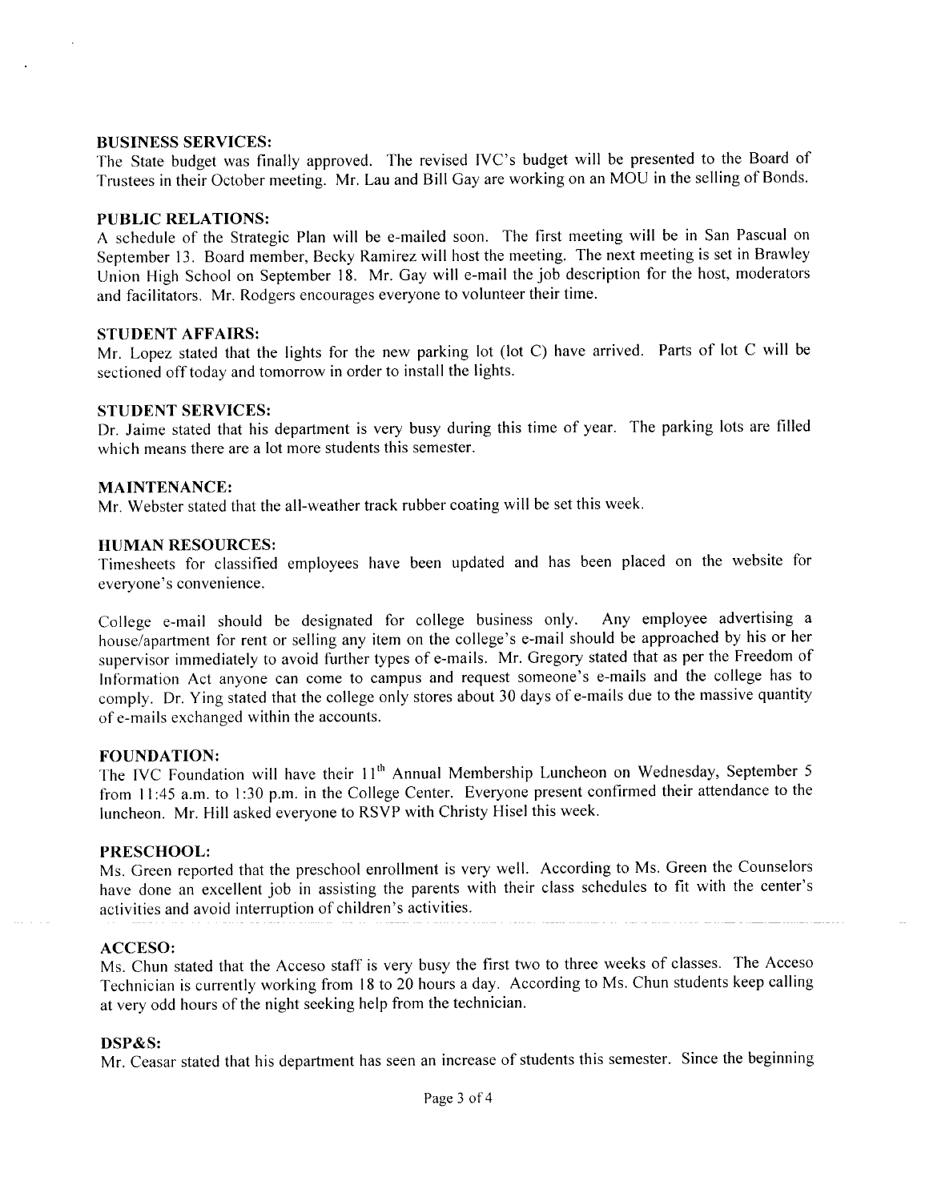**BUSINESS SERVICES:**

The State budget was finally approved. The revised IVC's budget will be presented to the Board of Trustees in their October meeting. Mr. Lau and Bill Gay are working on an MOU in the selling of Bonds.

**PUBLIC RELATIONS:**

A schedule of the Strategic Plan will be e-mailed soon. The first meeting will be in San Pascual on September 13. Board member, Becky Ramirez will host the meeting. The next meeting is set in Brawley Union High School on September 18. Mr. Gay will e-mail the job description for the host, moderators and facilitators. Mr. Rodgers encourages everyone to volunteer their time.

**STUDENT AFFAIRS:**

Mr. Lopez stated that the lights for the new parking lot (lot C) have arrived. Parts of lot C will be sectioned off today and tomorrow in order to install the lights.

**STUDENT SERVICES:**

Dr. Jaime stated that his department is very busy during this time of year. The parking lots are filled which means there are a lot more students this semester.

**MAINTENANCE:**

Mr. Webster stated that the all-weather track rubber coating will be set this week.

**HUMAN RESOURCES:**

Timesheets for classified employees have been updated and has been placed on the website for everyone's convenience.

College e-mail should be designated for college business only. Any employee advertising a house/apartment for rent or selling any item on the college's e-mail should be approached by his or her supervisor immediately to avoid further types of e-mails. Mr. Gregory stated that as per the Freedom of Information Act anyone can come to campus and request someone's e-mails and the college has to comply. Dr. Ying stated that the college only stores about 30 days of e-mails due to the massive quantity of e-mails exchanged within the accounts.

**FOUNDATION:**

The IVC Foundation will have their 11th Annual Membership Luncheon on Wednesday, September 5 from 11:45 a.m. to 1:30 p.m. in the College Center. Everyone present confirmed their attendance to the luncheon. Mr. Hill asked everyone to RSVP with Christy Hisel this week.

**PRESCHOOL:**

Ms. Green reported that the preschool enrollment is very well. According to Ms. Green the Counselors have done an excellent job in assisting the parents with their class schedules to fit with the center's activities and avoid interruption of children's activities.

**ACCESO:**

Ms. Chun stated that the Acceso staff is very busy the first two to three weeks of classes. The Acceso Technician is currently working from 18 to 20 hours a day. According to Ms. Chun students keep calling at very odd hours of the night seeking help from the technician.

**DSP&S:**

Mr. Ceasar stated that his department has seen an increase of students this semester. Since the beginning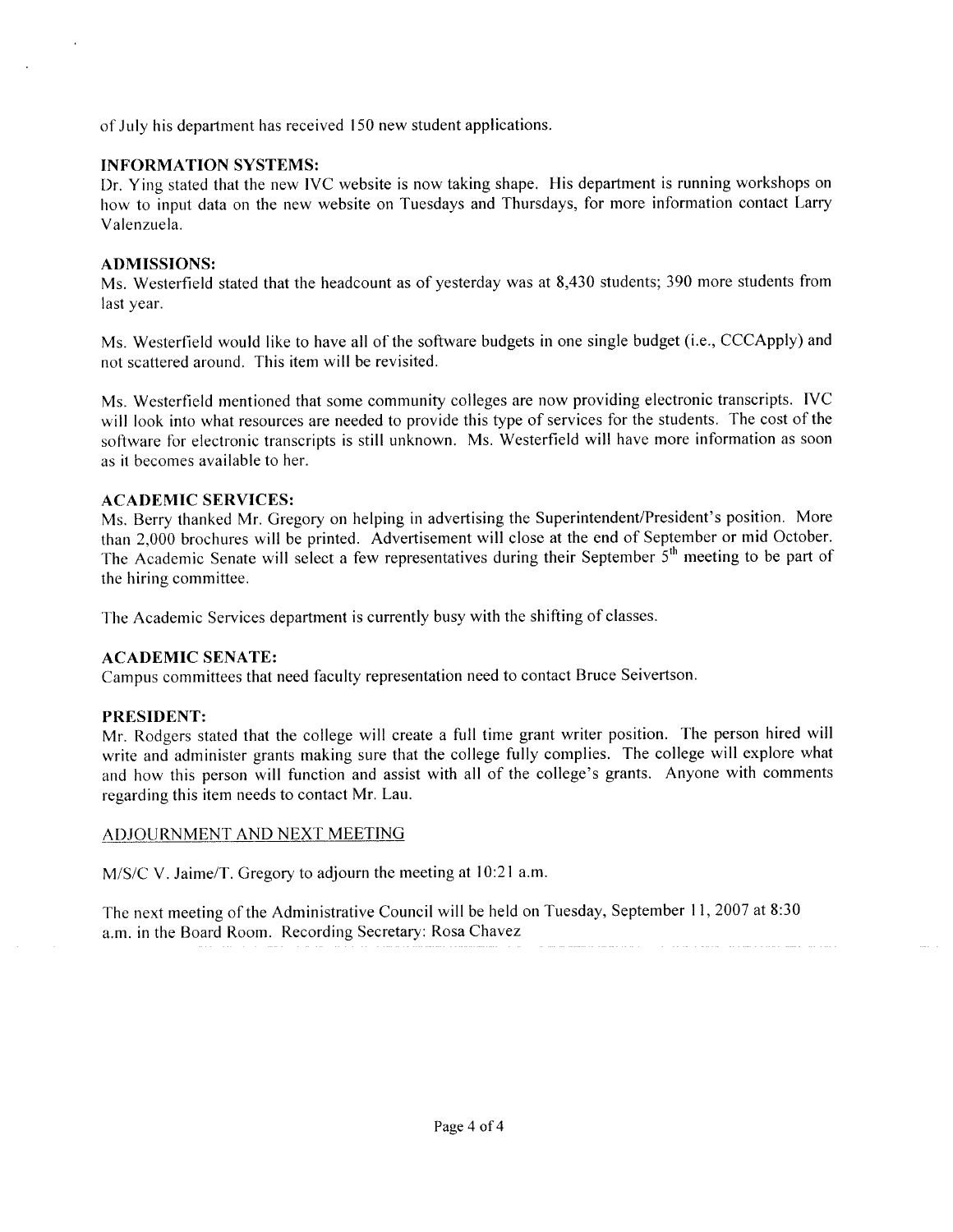of July his department has received 150 new student applications.

**INFORMATION SYSTEMS:**
Dr. Ying stated that the new IVC website is now taking shape. His department is running workshops on how to input data on the new website on Tuesdays and Thursdays, for more information contact Larry Valenzuela.

**ADMISSIONS:**
Ms. Westerfield stated that the headcount as of yesterday was at 8,430 students; 390 more students from last year.

Ms. Westerfield would like to have all of the software budgets in one single budget (i.e., CCCApply) and not scattered around. This item will be revisited.

Ms. Westerfield mentioned that some community colleges are now providing electronic transcripts. IVC will look into what resources are needed to provide this type of services for the students. The cost of the software for electronic transcripts is still unknown. Ms. Westerfield will have more information as soon as it becomes available to her.

**ACADEMIC SERVICES:**
Ms. Berry thanked Mr. Gregory on helping in advertising the Superintendent/President's position. More than 2,000 brochures will be printed. Advertisement will close at the end of September or mid October. The Academic Senate will select a few representatives during their September 5th meeting to be part of the hiring committee.

The Academic Services department is currently busy with the shifting of classes.

**ACADEMIC SENATE:**
Campus committees that need faculty representation need to contact Bruce Seivertson.

**PRESIDENT:**
Mr. Rodgers stated that the college will create a full time grant writer position. The person hired will write and administer grants making sure that the college fully complies. The college will explore what and how this person will function and assist with all of the college's grants. Anyone with comments regarding this item needs to contact Mr. Lau.

ADJOURNMENT AND NEXT MEETING

M/S/C V. Jaime/T. Gregory to adjourn the meeting at 10:21 a.m.

The next meeting of the Administrative Council will be held on Tuesday, September 11, 2007 at 8:30 a.m. in the Board Room. Recording Secretary: Rosa Chavez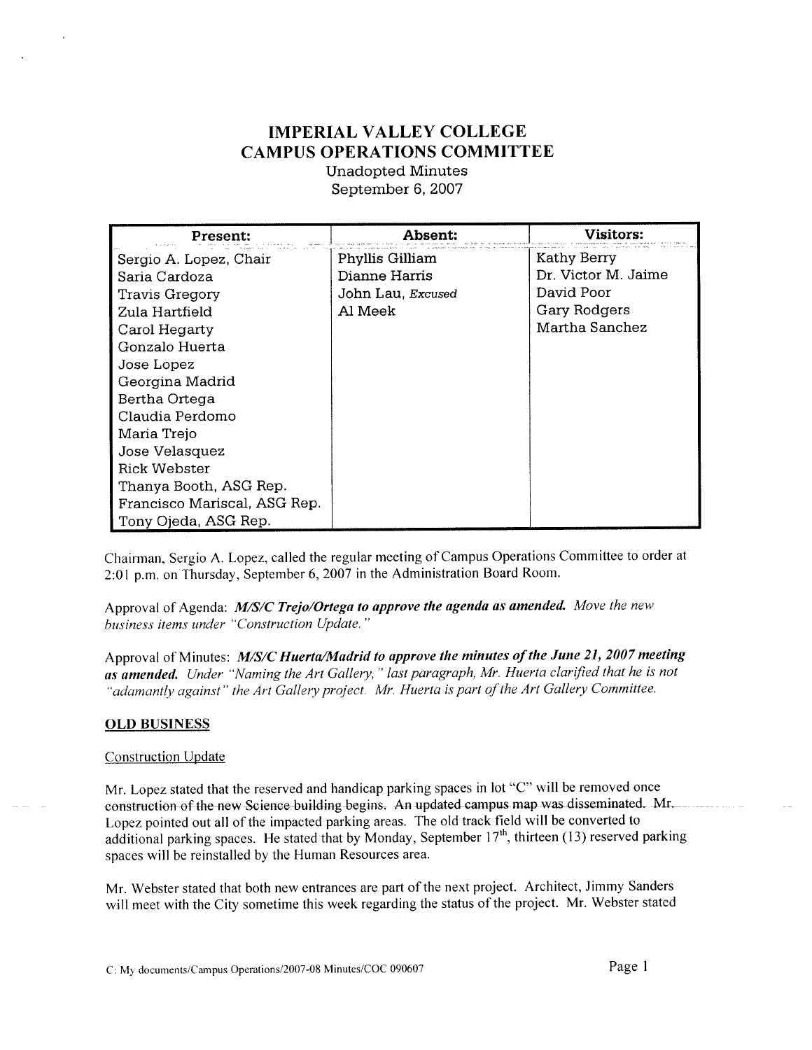# IMPERIAL VALLEY COLLEGE
# CAMPUS OPERATIONS COMMITTEE

Unadopted Minutes
September 6, 2007

| Present: | Absent: | Visitors: |
|---|---|---|
| Sergio A. Lopez, Chair | Phyllis Gilliam | Kathy Berry |
| Saria Cardoza | Dianne Harris | Dr. Victor M. Jaime |
| Travis Gregory | John Lau, *Excused* | David Poor |
| Zula Hartfield | Al Meek | Gary Rodgers |
| Carol Hegarty | | Martha Sanchez |
| Gonzalo Huerta | | |
| Jose Lopez | | |
| Georgina Madrid | | |
| Bertha Ortega | | |
| Claudia Perdomo | | |
| Maria Trejo | | |
| Jose Velasquez | | |
| Rick Webster | | |
| Thanya Booth, ASG Rep. | | |
| Francisco Mariscal, ASG Rep. | | |
| Tony Ojeda, ASG Rep. | | |

Chairman, Sergio A. Lopez, called the regular meeting of Campus Operations Committee to order at 2:01 p.m. on Thursday, September 6, 2007 in the Administration Board Room.

Approval of Agenda: ***M/S/C Trejo/Ortega to approve the agenda as amended.*** *Move the new business items under "Construction Update."*

Approval of Minutes: ***M/S/C Huerta/Madrid to approve the minutes of the June 21, 2007 meeting as amended.*** *Under "Naming the Art Gallery," last paragraph, Mr. Huerta clarified that he is not "adamantly against" the Art Gallery project. Mr. Huerta is part of the Art Gallery Committee.*

## OLD BUSINESS

### Construction Update

Mr. Lopez stated that the reserved and handicap parking spaces in lot "C" will be removed once construction of the new Science building begins. An updated campus map was disseminated. Mr. Lopez pointed out all of the impacted parking areas. The old track field will be converted to additional parking spaces. He stated that by Monday, September 17th, thirteen (13) reserved parking spaces will be reinstalled by the Human Resources area.

Mr. Webster stated that both new entrances are part of the next project. Architect, Jimmy Sanders will meet with the City sometime this week regarding the status of the project. Mr. Webster stated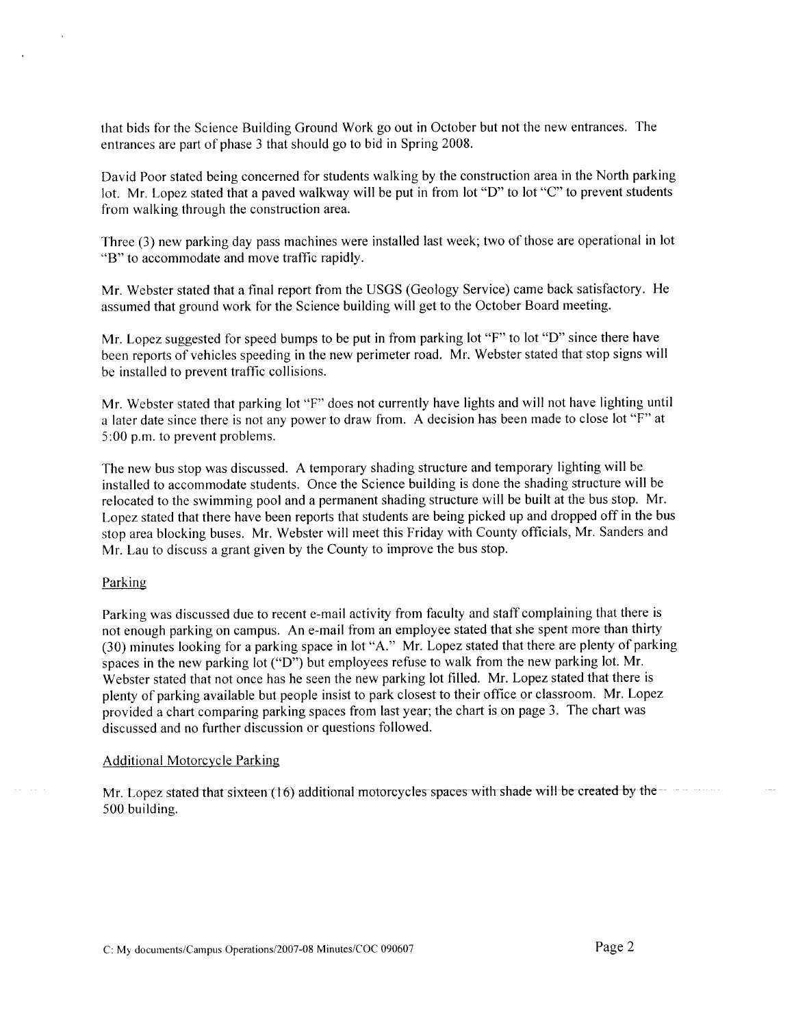that bids for the Science Building Ground Work go out in October but not the new entrances. The entrances are part of phase 3 that should go to bid in Spring 2008.

David Poor stated being concerned for students walking by the construction area in the North parking lot. Mr. Lopez stated that a paved walkway will be put in from lot "D" to lot "C" to prevent students from walking through the construction area.

Three (3) new parking day pass machines were installed last week; two of those are operational in lot "B" to accommodate and move traffic rapidly.

Mr. Webster stated that a final report from the USGS (Geology Service) came back satisfactory. He assumed that ground work for the Science building will get to the October Board meeting.

Mr. Lopez suggested for speed bumps to be put in from parking lot "F" to lot "D" since there have been reports of vehicles speeding in the new perimeter road. Mr. Webster stated that stop signs will be installed to prevent traffic collisions.

Mr. Webster stated that parking lot "F" does not currently have lights and will not have lighting until a later date since there is not any power to draw from. A decision has been made to close lot "F" at 5:00 p.m. to prevent problems.

The new bus stop was discussed. A temporary shading structure and temporary lighting will be installed to accommodate students. Once the Science building is done the shading structure will be relocated to the swimming pool and a permanent shading structure will be built at the bus stop. Mr. Lopez stated that there have been reports that students are being picked up and dropped off in the bus stop area blocking buses. Mr. Webster will meet this Friday with County officials, Mr. Sanders and Mr. Lau to discuss a grant given by the County to improve the bus stop.

Parking

Parking was discussed due to recent e-mail activity from faculty and staff complaining that there is not enough parking on campus. An e-mail from an employee stated that she spent more than thirty (30) minutes looking for a parking space in lot "A." Mr. Lopez stated that there are plenty of parking spaces in the new parking lot ("D") but employees refuse to walk from the new parking lot. Mr. Webster stated that not once has he seen the new parking lot filled. Mr. Lopez stated that there is plenty of parking available but people insist to park closest to their office or classroom. Mr. Lopez provided a chart comparing parking spaces from last year; the chart is on page 3. The chart was discussed and no further discussion or questions followed.

Additional Motorcycle Parking

Mr. Lopez stated that sixteen (16) additional motorcycles spaces with shade will be created by the 500 building.

C: My documents/Campus Operations/2007-08 Minutes/COC 090607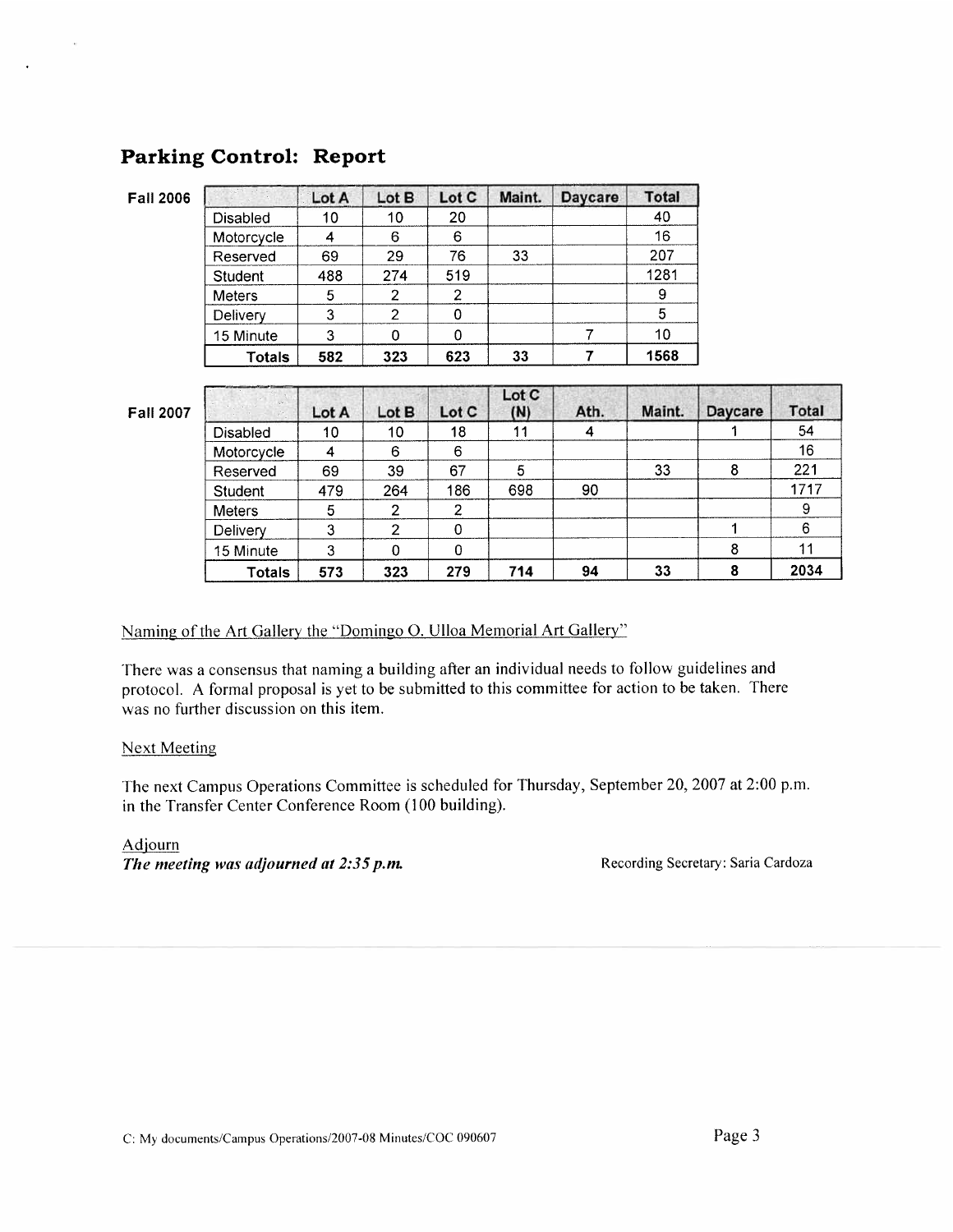## Parking Control: Report

**Fall 2006**

| | Lot A | Lot B | Lot C | Maint. | Daycare | Total |
|---|---|---|---|---|---|---|
| Disabled | 10 | 10 | 20 | | | 40 |
| Motorcycle | 4 | 6 | 6 | | | 16 |
| Reserved | 69 | 29 | 76 | 33 | | 207 |
| Student | 488 | 274 | 519 | | | 1281 |
| Meters | 5 | 2 | 2 | | | 9 |
| Delivery | 3 | 2 | 0 | | | 5 |
| 15 Minute | 3 | 0 | 0 | | 7 | 10 |
| **Totals** | **582** | **323** | **623** | **33** | **7** | **1568** |

**Fall 2007**

| | Lot A | Lot B | Lot C | Lot C (N) | Ath. | Maint. | Daycare | Total |
|---|---|---|---|---|---|---|---|---|
| Disabled | 10 | 10 | 18 | 11 | 4 | | 1 | 54 |
| Motorcycle | 4 | 6 | 6 | | | | | 16 |
| Reserved | 69 | 39 | 67 | 5 | | 33 | 8 | 221 |
| Student | 479 | 264 | 186 | 698 | 90 | | | 1717 |
| Meters | 5 | 2 | 2 | | | | | 9 |
| Delivery | 3 | 2 | 0 | | | | 1 | 6 |
| 15 Minute | 3 | 0 | 0 | | | | 8 | 11 |
| **Totals** | **573** | **323** | **279** | **714** | **94** | **33** | **8** | **2034** |

Naming of the Art Gallery the "Domingo O. Ulloa Memorial Art Gallery"

There was a consensus that naming a building after an individual needs to follow guidelines and protocol. A formal proposal is yet to be submitted to this committee for action to be taken. There was no further discussion on this item.

Next Meeting

The next Campus Operations Committee is scheduled for Thursday, September 20, 2007 at 2:00 p.m. in the Transfer Center Conference Room (100 building).

Adjourn

***The meeting was adjourned at 2:35 p.m.***

Recording Secretary: Saria Cardoza

C: My documents/Campus Operations/2007-08 Minutes/COC 090607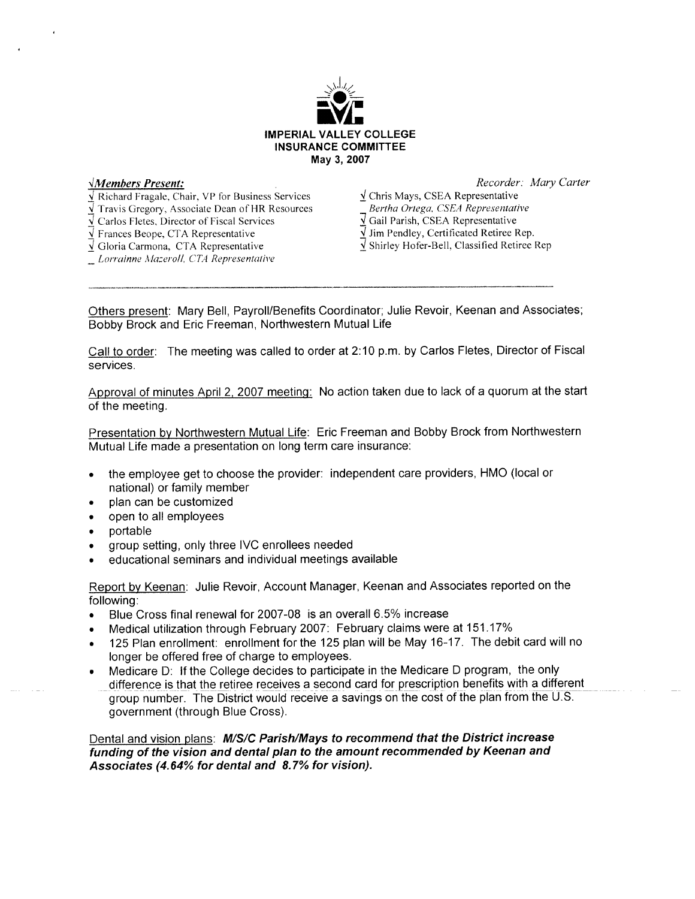# IMPERIAL VALLEY COLLEGE
## INSURANCE COMMITTEE
### May 3, 2007

**√*Members Present:***

*Recorder: Mary Carter*

- √ Richard Fragale, Chair, VP for Business Services
- √ Travis Gregory, Associate Dean of HR Resources
- √ Carlos Fletes, Director of Fiscal Services
- √ Frances Beope, CTA Representative
- √ Gloria Carmona, CTA Representative
- _ *Lorrainne Mazeroll, CTA Representative*
- √ Chris Mays, CSEA Representative
- _ *Bertha Ortega, CSEA Representative*
- √ Gail Parish, CSEA Representative
- √ Jim Pendley, Certificated Retiree Rep.
- √ Shirley Hofer-Bell, Classified Retiree Rep

---

Others present: Mary Bell, Payroll/Benefits Coordinator; Julie Revoir, Keenan and Associates; Bobby Brock and Eric Freeman, Northwestern Mutual Life

Call to order: The meeting was called to order at 2:10 p.m. by Carlos Fletes, Director of Fiscal services.

Approval of minutes April 2, 2007 meeting: No action taken due to lack of a quorum at the start of the meeting.

Presentation by Northwestern Mutual Life: Eric Freeman and Bobby Brock from Northwestern Mutual Life made a presentation on long term care insurance:

- the employee get to choose the provider: independent care providers, HMO (local or national) or family member
- plan can be customized
- open to all employees
- portable
- group setting, only three IVC enrollees needed
- educational seminars and individual meetings available

Report by Keenan: Julie Revoir, Account Manager, Keenan and Associates reported on the following:

- Blue Cross final renewal for 2007-08 is an overall 6.5% increase
- Medical utilization through February 2007: February claims were at 151.17%
- 125 Plan enrollment: enrollment for the 125 plan will be May 16-17. The debit card will no longer be offered free of charge to employees.
- Medicare D: If the College decides to participate in the Medicare D program, the only difference is that the retiree receives a second card for prescription benefits with a different group number. The District would receive a savings on the cost of the plan from the U.S. government (through Blue Cross).

Dental and vision plans: ***M/S/C Parish/Mays to recommend that the District increase funding of the vision and dental plan to the amount recommended by Keenan and Associates (4.64% for dental and 8.7% for vision).***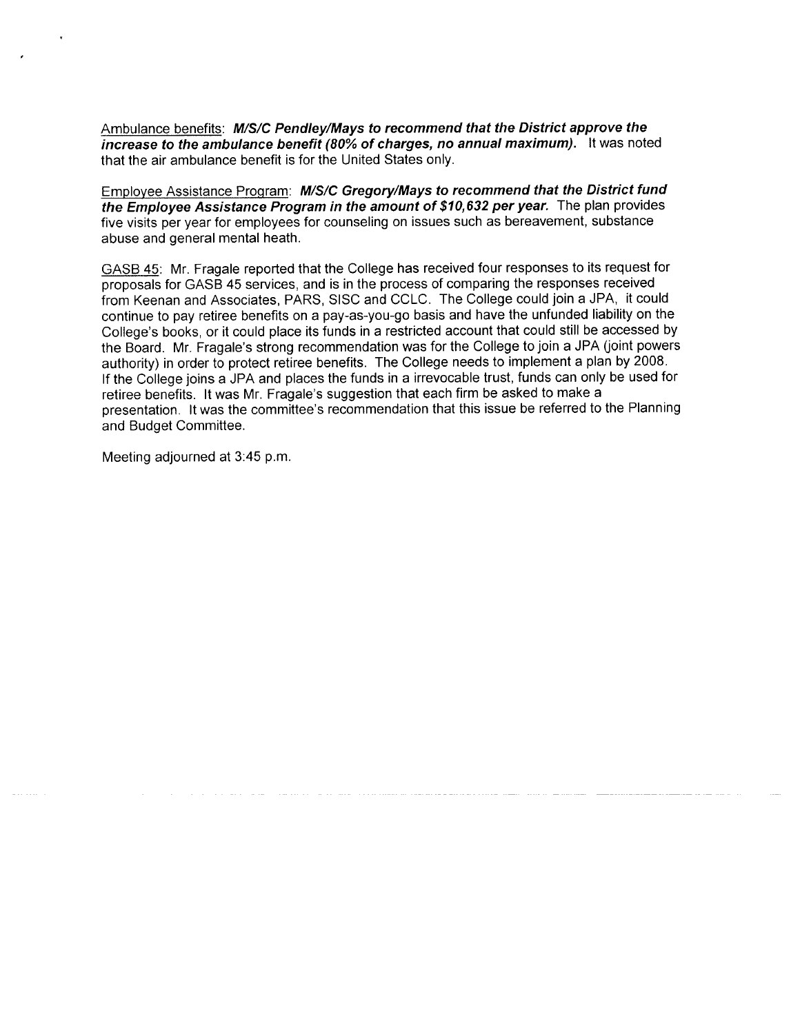Ambulance benefits: ***M/S/C Pendley/Mays to recommend that the District approve the increase to the ambulance benefit (80% of charges, no annual maximum).*** It was noted that the air ambulance benefit is for the United States only.

Employee Assistance Program: ***M/S/C Gregory/Mays to recommend that the District fund the Employee Assistance Program in the amount of $10,632 per year.*** The plan provides five visits per year for employees for counseling on issues such as bereavement, substance abuse and general mental heath.

GASB 45: Mr. Fragale reported that the College has received four responses to its request for proposals for GASB 45 services, and is in the process of comparing the responses received from Keenan and Associates, PARS, SISC and CCLC. The College could join a JPA, it could continue to pay retiree benefits on a pay-as-you-go basis and have the unfunded liability on the College's books, or it could place its funds in a restricted account that could still be accessed by the Board. Mr. Fragale's strong recommendation was for the College to join a JPA (joint powers authority) in order to protect retiree benefits. The College needs to implement a plan by 2008. If the College joins a JPA and places the funds in a irrevocable trust, funds can only be used for retiree benefits. It was Mr. Fragale's suggestion that each firm be asked to make a presentation. It was the committee's recommendation that this issue be referred to the Planning and Budget Committee.

Meeting adjourned at 3:45 p.m.